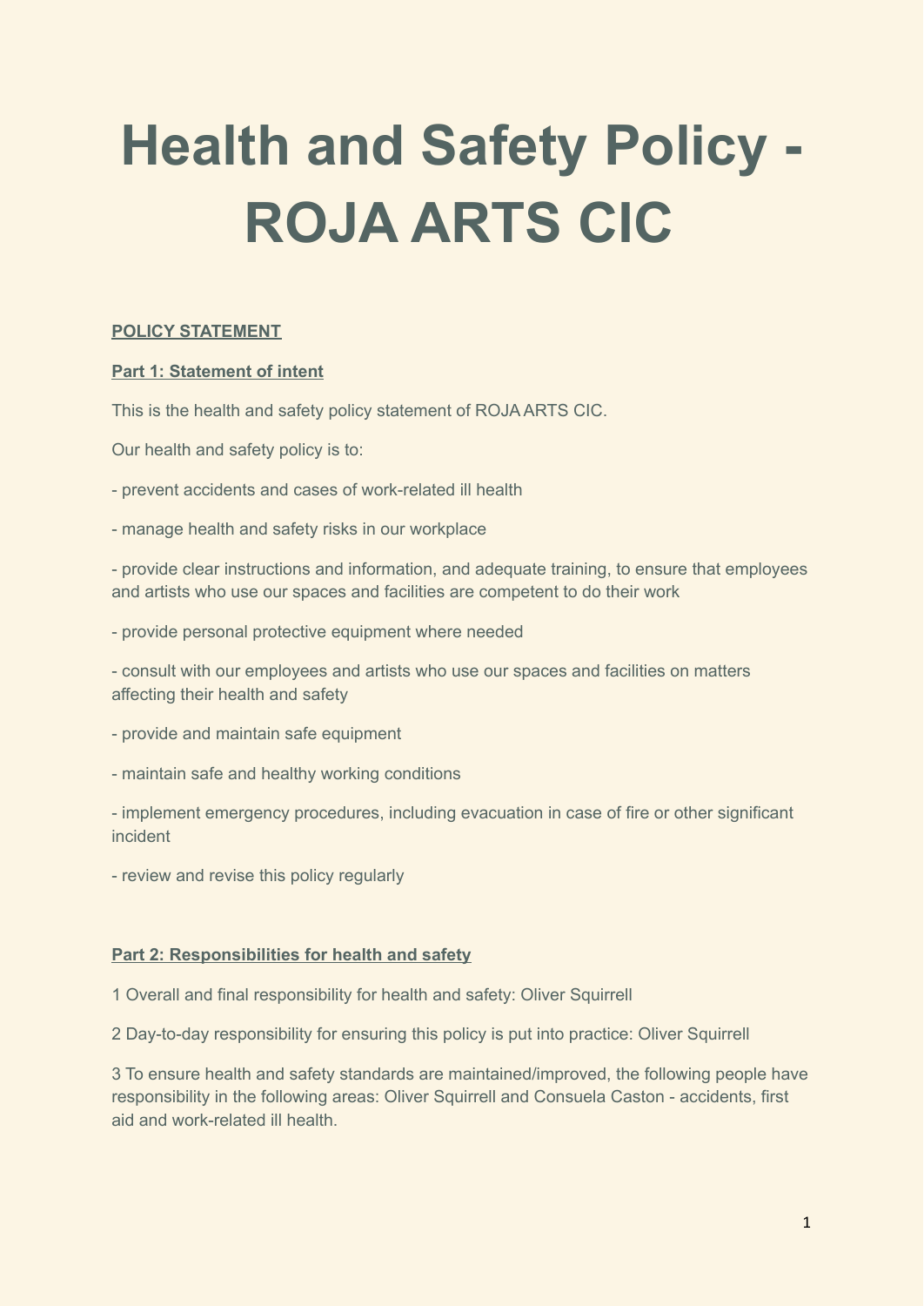# Health and Safety Policy - ROJA ARTS CIC

**POLICY STATEMENT**

**Part 1: Statement of intent**

This is the health and safety policy statement of ROJA ARTS CIC.

Our health and safety policy is to:

- prevent accidents and cases of work-related ill health

- manage health and safety risks in our workplace

- provide clear instructions and information, and adequate training, to ensure that employees and artists who use our spaces and facilities are competent to do their work

- provide personal protective equipment where needed

- consult with our employees and artists who use our spaces and facilities on matters affecting their health and safety

- provide and maintain safe equipment

- maintain safe and healthy working conditions

- implement emergency procedures, including evacuation in case of fire or other significant incident

- review and revise this policy regularly

**Part 2: Responsibilities for health and safety**

1 Overall and final responsibility for health and safety: Oliver Squirrell

2 Day-to-day responsibility for ensuring this policy is put into practice: Oliver Squirrell

3 To ensure health and safety standards are maintained/improved, the following people have responsibility in the following areas: Oliver Squirrell and Consuela Caston - accidents, first aid and work-related ill health.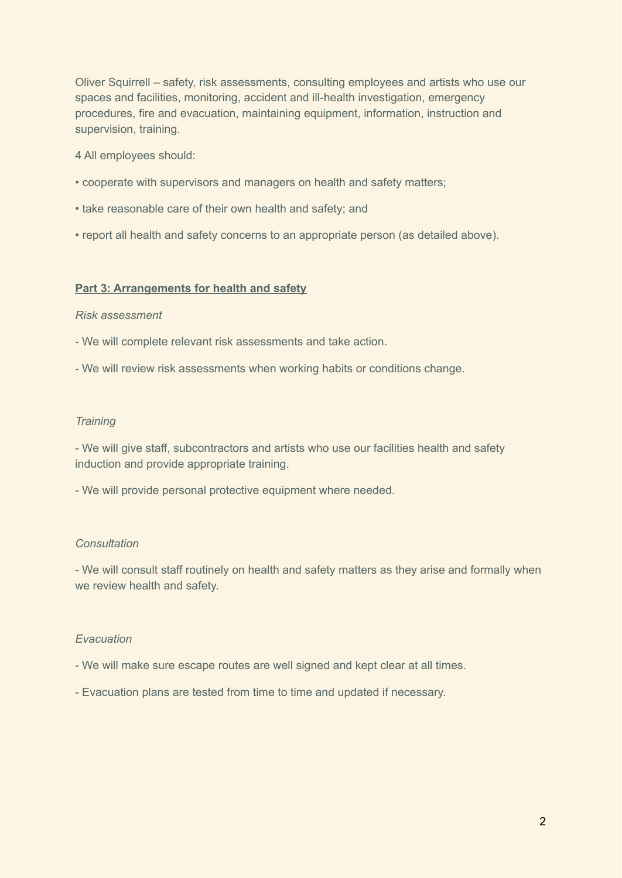Oliver Squirrell – safety, risk assessments, consulting employees and artists who use our spaces and facilities, monitoring, accident and ill-health investigation, emergency procedures, fire and evacuation, maintaining equipment, information, instruction and supervision, training.

4 All employees should:

- cooperate with supervisors and managers on health and safety matters;
- take reasonable care of their own health and safety; and
- report all health and safety concerns to an appropriate person (as detailed above).

## **Part 3: Arrangements for health and safety**

*Risk assessment*

- We will complete relevant risk assessments and take action.
- We will review risk assessments when working habits or conditions change.

*Training*

- We will give staff, subcontractors and artists who use our facilities health and safety induction and provide appropriate training.
- We will provide personal protective equipment where needed.

*Consultation*

- We will consult staff routinely on health and safety matters as they arise and formally when we review health and safety.

*Evacuation*

- We will make sure escape routes are well signed and kept clear at all times.
- Evacuation plans are tested from time to time and updated if necessary.